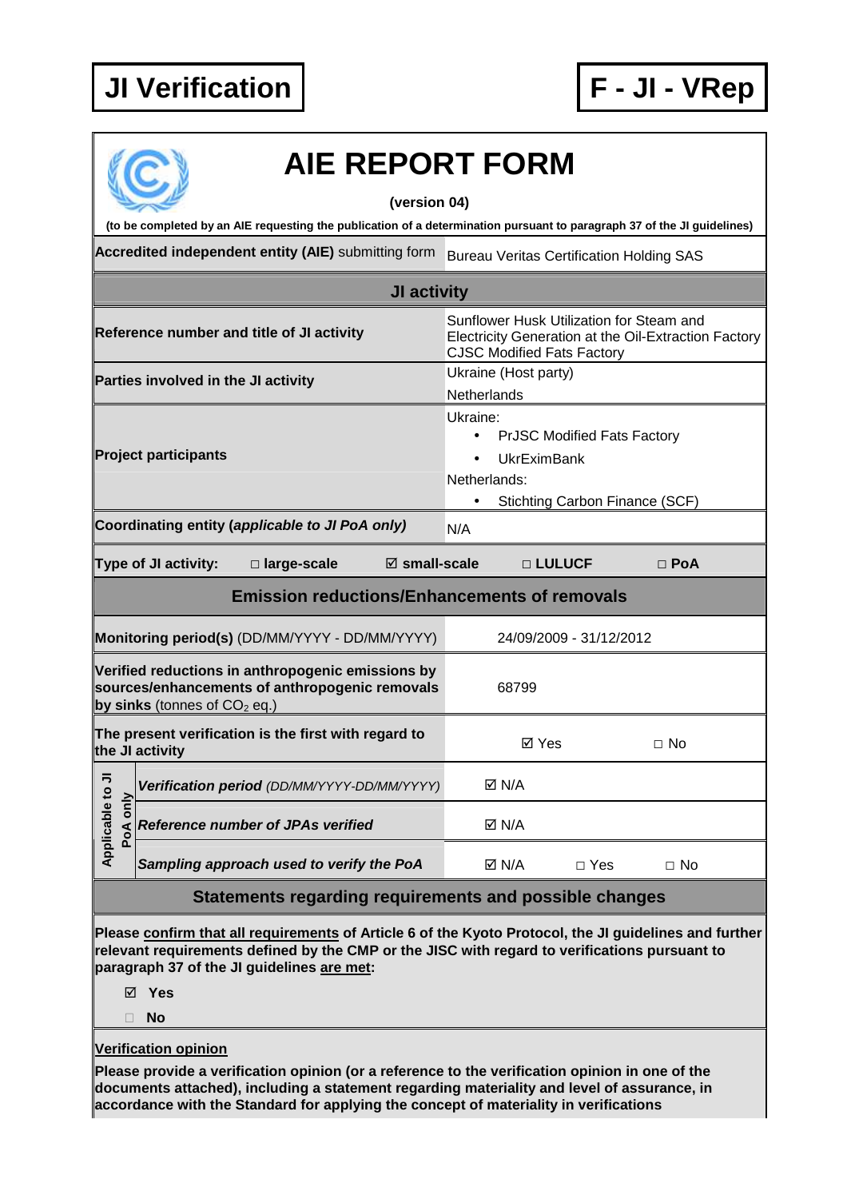# JI Verification

# F - JI - VRep

## AIE REPORT FORM

**(version 04)**

**(to be completed by an AIE requesting the publication of a determination pursuant to paragraph 37 of the JI guidelines)**

| **Accredited independent entity (AIE)** submitting form | Bureau Veritas Certification Holding SAS | | |
|---|---|---|---|
| **JI activity** | | | |
| **Reference number and title of JI activity** | Sunflower Husk Utilization for Steam and Electricity Generation at the Oil-Extraction Factory CJSC Modified Fats Factory | | |
| **Parties involved in the JI activity** | Ukraine (Host party)<br>Netherlands | | |
| **Project participants** | Ukraine:<br>• PrJSC Modified Fats Factory<br>• UkrEximBank<br>Netherlands:<br>• Stichting Carbon Finance (SCF) | | |
| **Coordinating entity (*applicable to JI PoA only*)** | N/A | | |
| **Type of JI activity:** □ **large-scale** ☑ **small-scale** | □ **LULUCF** □ **PoA** | | |
| **Emission reductions/Enhancements of removals** | | | |
| **Monitoring period(s)** (DD/MM/YYYY - DD/MM/YYYY) | 24/09/2009 - 31/12/2012 | | |
| **Verified reductions in anthropogenic emissions by sources/enhancements of anthropogenic removals by sinks** (tonnes of $CO_2$ eq.) | 68799 | | |
| **The present verification is the first with regard to the JI activity** | ☑ Yes | □ No | |
| Applicable to JI PoA only: ***Verification period*** *(DD/MM/YYYY-DD/MM/YYYY)* | ☑ N/A | | |
| Applicable to JI PoA only: ***Reference number of JPAs verified*** | ☑ N/A | | |
| Applicable to JI PoA only: ***Sampling approach used to verify the PoA*** | ☑ N/A | □ Yes | □ No |

### Statements regarding requirements and possible changes

**Please confirm that all requirements of Article 6 of the Kyoto Protocol, the JI guidelines and further relevant requirements defined by the CMP or the JISC with regard to verifications pursuant to paragraph 37 of the JI guidelines are met:**

☑ **Yes**

□ **No**

**Verification opinion**

**Please provide a verification opinion (or a reference to the verification opinion in one of the documents attached), including a statement regarding materiality and level of assurance, in accordance with the Standard for applying the concept of materiality in verifications**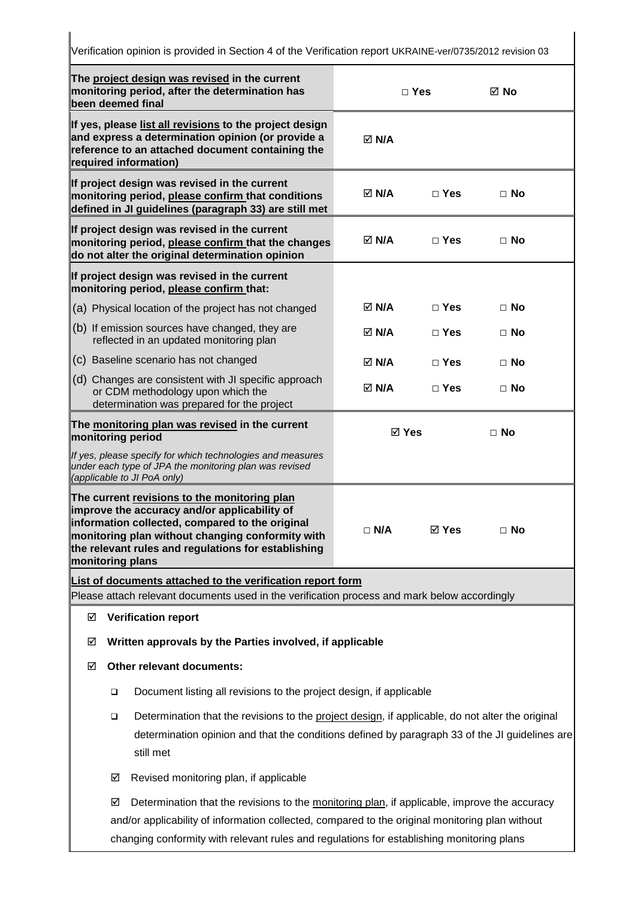Verification opinion is provided in Section 4 of the Verification report UKRAINE-ver/0735/2012 revision 03

| | | | |
|---|---|---|---|
| **The project design was revised in the current monitoring period, after the determination has been deemed final** | □ Yes | | ☑ No |
| **If yes, please list all revisions to the project design and express a determination opinion (or provide a reference to an attached document containing the required information)** | ☑ N/A | | |
| **If project design was revised in the current monitoring period, please confirm that conditions defined in JI guidelines (paragraph 33) are still met** | ☑ N/A | □ Yes | □ No |
| **If project design was revised in the current monitoring period, please confirm that the changes do not alter the original determination opinion** | ☑ N/A | □ Yes | □ No |
| **If project design was revised in the current monitoring period, please confirm that:** | | | |
| (a) Physical location of the project has not changed | ☑ N/A | □ Yes | □ No |
| (b) If emission sources have changed, they are reflected in an updated monitoring plan | ☑ N/A | □ Yes | □ No |
| (c) Baseline scenario has not changed | ☑ N/A | □ Yes | □ No |
| (d) Changes are consistent with JI specific approach or CDM methodology upon which the determination was prepared for the project | ☑ N/A | □ Yes | □ No |
| **The monitoring plan was revised in the current monitoring period**<br>*If yes, please specify for which technologies and measures under each type of JPA the monitoring plan was revised (applicable to JI PoA only)* | ☑ Yes | | □ No |
| **The current revisions to the monitoring plan improve the accuracy and/or applicability of information collected, compared to the original monitoring plan without changing conformity with the relevant rules and regulations for establishing monitoring plans** | □ N/A | ☑ Yes | □ No |

**List of documents attached to the verification report form**

Please attach relevant documents used in the verification process and mark below accordingly

- ☑ **Verification report**
- ☑ **Written approvals by the Parties involved, if applicable**
- ☑ **Other relevant documents:**
  - ❑ Document listing all revisions to the project design, if applicable
  - ❑ Determination that the revisions to the project design, if applicable, do not alter the original determination opinion and that the conditions defined by paragraph 33 of the JI guidelines are still met
  - ☑ Revised monitoring plan, if applicable
  - ☑ Determination that the revisions to the monitoring plan, if applicable, improve the accuracy and/or applicability of information collected, compared to the original monitoring plan without changing conformity with relevant rules and regulations for establishing monitoring plans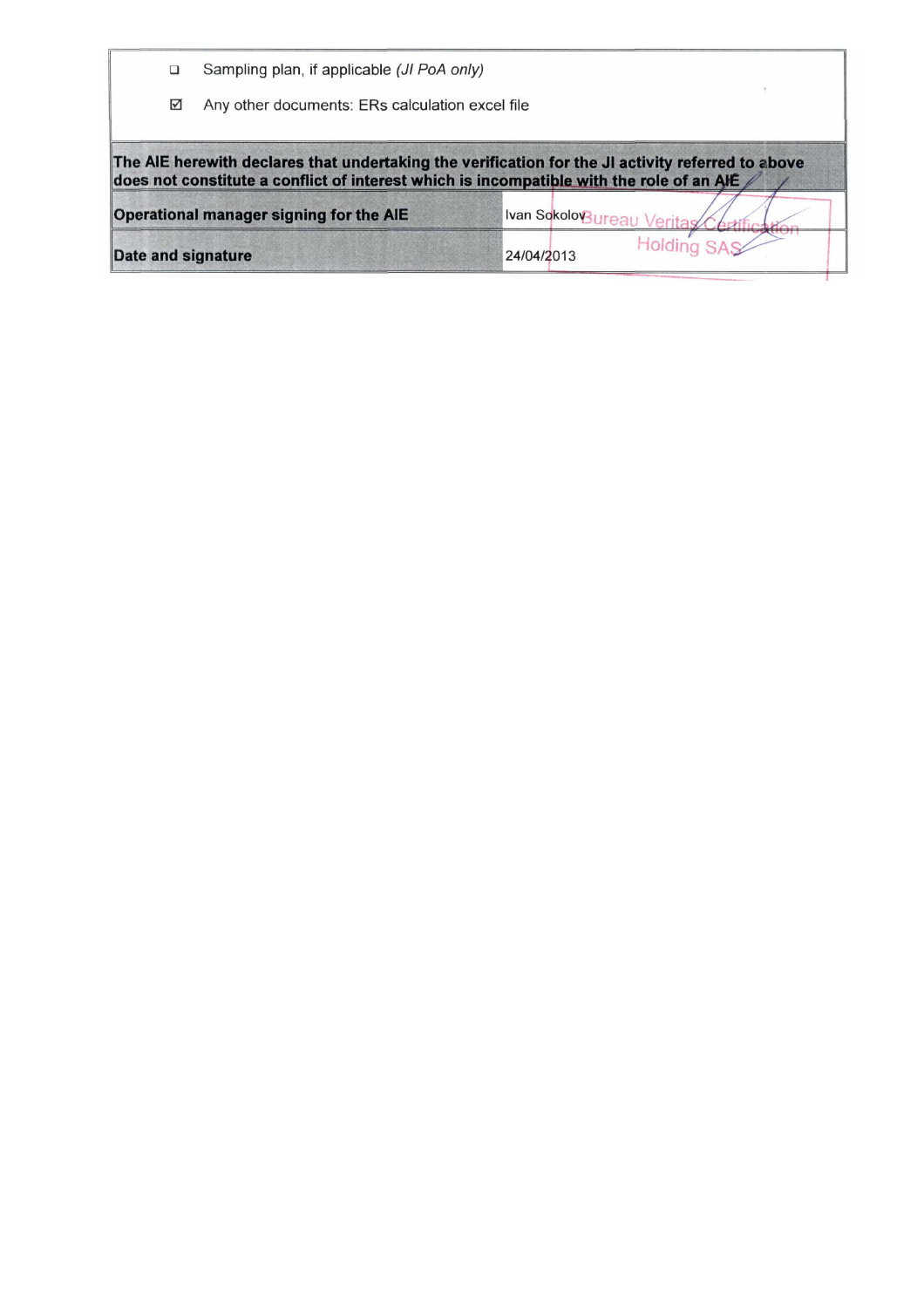| | |
|---|---|
| ☐ Sampling plan, if applicable *(JI PoA only)* | |
| ☑ Any other documents: ERs calculation excel file | |
| **The AIE herewith declares that undertaking the verification for the JI activity referred to above does not constitute a conflict of interest which is incompatible with the role of an AIE** | |
| **Operational manager signing for the AIE** | Ivan Sokolov Bureau Veritas Certification Holding SAS |
| **Date and signature** | 24/04/2013 |